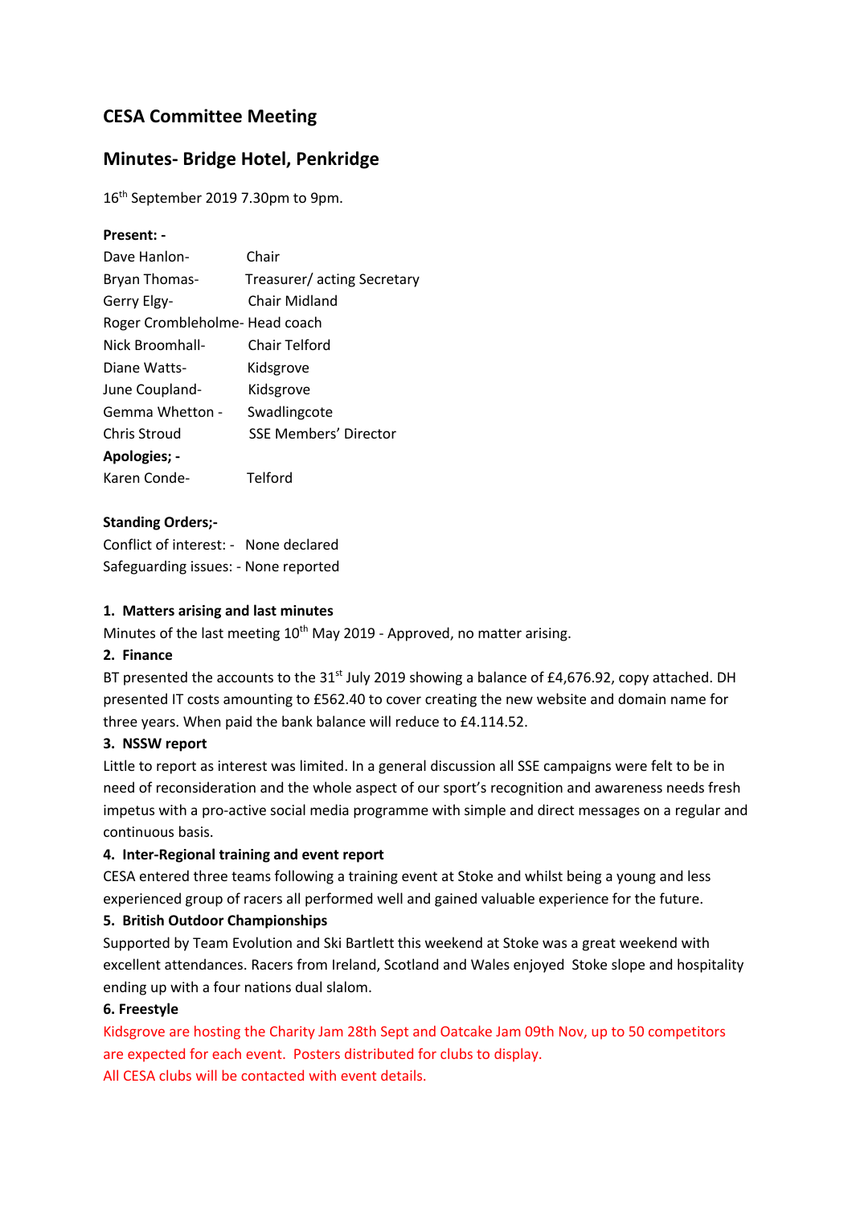## CESA Committee Meeting

## Minutes- Bridge Hotel, Penkridge

16th September 2019 7.30pm to 9pm.

**Present: -**

| | |
|---|---|
| Dave Hanlon- | Chair |
| Bryan Thomas- | Treasurer/ acting Secretary |
| Gerry Elgy- | Chair Midland |
| Roger Crombleholme- | Head coach |
| Nick Broomhall- | Chair Telford |
| Diane Watts- | Kidsgrove |
| June Coupland- | Kidsgrove |
| Gemma Whetton - | Swadlingcote |
| Chris Stroud | SSE Members' Director |

**Apologies; -**

| | |
|---|---|
| Karen Conde- | Telford |

**Standing Orders;-**

Conflict of interest: - None declared

Safeguarding issues: - None reported

**1. Matters arising and last minutes**

Minutes of the last meeting 10th May 2019 - Approved, no matter arising.

**2. Finance**

BT presented the accounts to the 31st July 2019 showing a balance of £4,676.92, copy attached. DH presented IT costs amounting to £562.40 to cover creating the new website and domain name for three years. When paid the bank balance will reduce to £4.114.52.

**3. NSSW report**

Little to report as interest was limited. In a general discussion all SSE campaigns were felt to be in need of reconsideration and the whole aspect of our sport's recognition and awareness needs fresh impetus with a pro-active social media programme with simple and direct messages on a regular and continuous basis.

**4. Inter-Regional training and event report**

CESA entered three teams following a training event at Stoke and whilst being a young and less experienced group of racers all performed well and gained valuable experience for the future.

**5. British Outdoor Championships**

Supported by Team Evolution and Ski Bartlett this weekend at Stoke was a great weekend with excellent attendances. Racers from Ireland, Scotland and Wales enjoyed Stoke slope and hospitality ending up with a four nations dual slalom.

**6. Freestyle**

Kidsgrove are hosting the Charity Jam 28th Sept and Oatcake Jam 09th Nov, up to 50 competitors are expected for each event. Posters distributed for clubs to display.

All CESA clubs will be contacted with event details.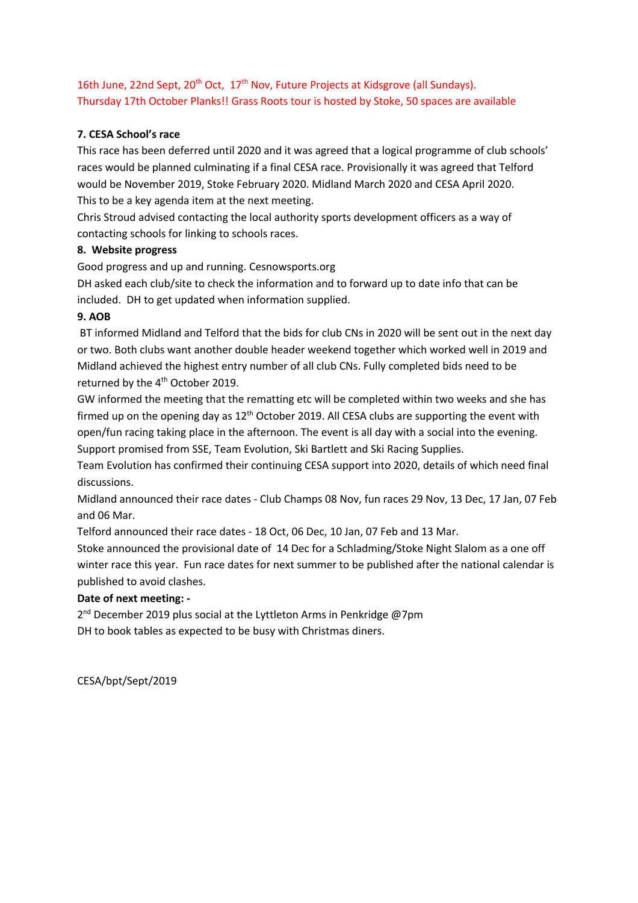16th June, 22nd Sept, 20th Oct, 17th Nov, Future Projects at Kidsgrove (all Sundays).
Thursday 17th October Planks!! Grass Roots tour is hosted by Stoke, 50 spaces are available

**7. CESA School's race**

This race has been deferred until 2020 and it was agreed that a logical programme of club schools' races would be planned culminating if a final CESA race. Provisionally it was agreed that Telford would be November 2019, Stoke February 2020. Midland March 2020 and CESA April 2020.
This to be a key agenda item at the next meeting.
Chris Stroud advised contacting the local authority sports development officers as a way of contacting schools for linking to schools races.

**8. Website progress**

Good progress and up and running. Cesnowsports.org
DH asked each club/site to check the information and to forward up to date info that can be included. DH to get updated when information supplied.

**9. AOB**

BT informed Midland and Telford that the bids for club CNs in 2020 will be sent out in the next day or two. Both clubs want another double header weekend together which worked well in 2019 and Midland achieved the highest entry number of all club CNs. Fully completed bids need to be returned by the 4th October 2019.
GW informed the meeting that the rematting etc will be completed within two weeks and she has firmed up on the opening day as 12th October 2019. All CESA clubs are supporting the event with open/fun racing taking place in the afternoon. The event is all day with a social into the evening. Support promised from SSE, Team Evolution, Ski Bartlett and Ski Racing Supplies.
Team Evolution has confirmed their continuing CESA support into 2020, details of which need final discussions.
Midland announced their race dates - Club Champs 08 Nov, fun races 29 Nov, 13 Dec, 17 Jan, 07 Feb and 06 Mar.
Telford announced their race dates - 18 Oct, 06 Dec, 10 Jan, 07 Feb and 13 Mar.
Stoke announced the provisional date of 14 Dec for a Schladming/Stoke Night Slalom as a one off winter race this year. Fun race dates for next summer to be published after the national calendar is published to avoid clashes.

**Date of next meeting: -**

2nd December 2019 plus social at the Lyttleton Arms in Penkridge @7pm
DH to book tables as expected to be busy with Christmas diners.

CESA/bpt/Sept/2019